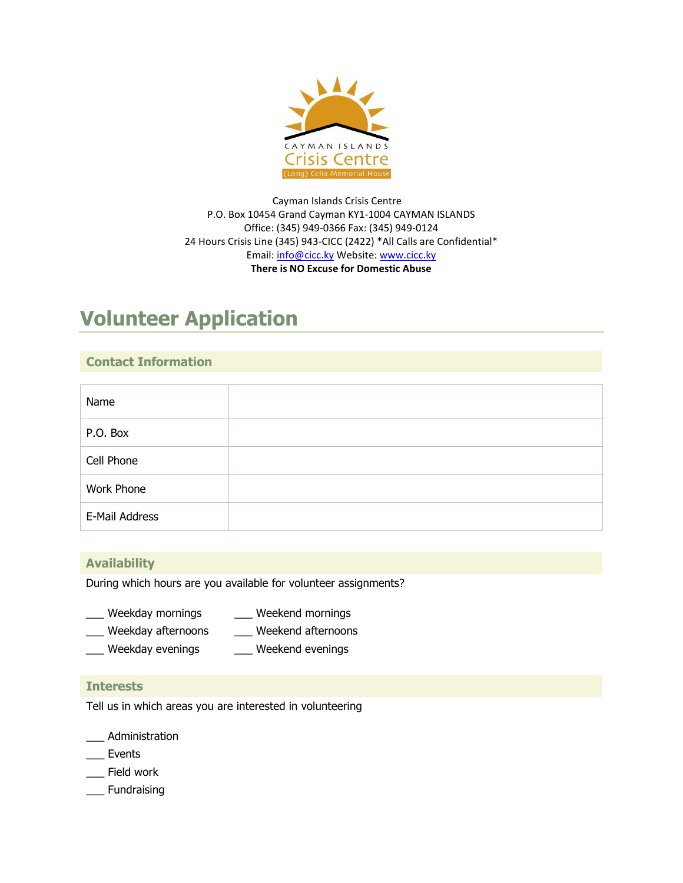CAYMAN ISLANDS

Crisis Centre

(Long) Celia Memorial House

Cayman Islands Crisis Centre
P.O. Box 10454 Grand Cayman KY1-1004 CAYMAN ISLANDS
Office: (345) 949-0366 Fax: (345) 949-0124
24 Hours Crisis Line (345) 943-CICC (2422) *All Calls are Confidential*
Email: info@cicc.ky Website: www.cicc.ky
**There is NO Excuse for Domestic Abuse**

# Volunteer Application

## Contact Information

| Name | |
|---|---|
| P.O. Box | |
| Cell Phone | |
| Work Phone | |
| E-Mail Address | |

## Availability

During which hours are you available for volunteer assignments?

___ Weekday mornings
___ Weekday afternoons
___ Weekday evenings
___ Weekend mornings
___ Weekend afternoons
___ Weekend evenings

## Interests

Tell us in which areas you are interested in volunteering

___ Administration
___ Events
___ Field work
___ Fundraising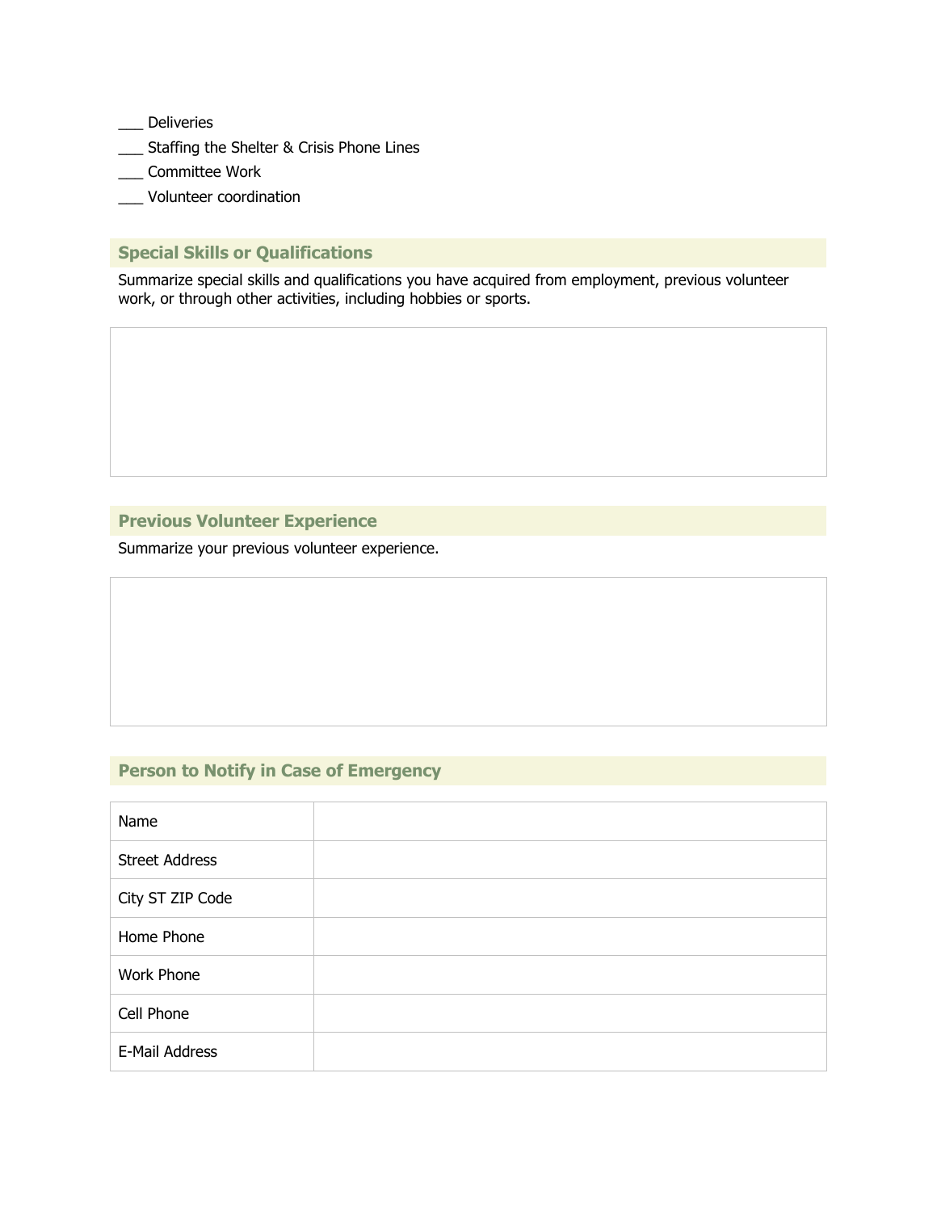___ Deliveries

___ Staffing the Shelter & Crisis Phone Lines

___ Committee Work

___ Volunteer coordination

## Special Skills or Qualifications

Summarize special skills and qualifications you have acquired from employment, previous volunteer work, or through other activities, including hobbies or sports.

## Previous Volunteer Experience

Summarize your previous volunteer experience.

## Person to Notify in Case of Emergency

| | |
|---|---|
| Name | |
| Street Address | |
| City ST ZIP Code | |
| Home Phone | |
| Work Phone | |
| Cell Phone | |
| E-Mail Address | |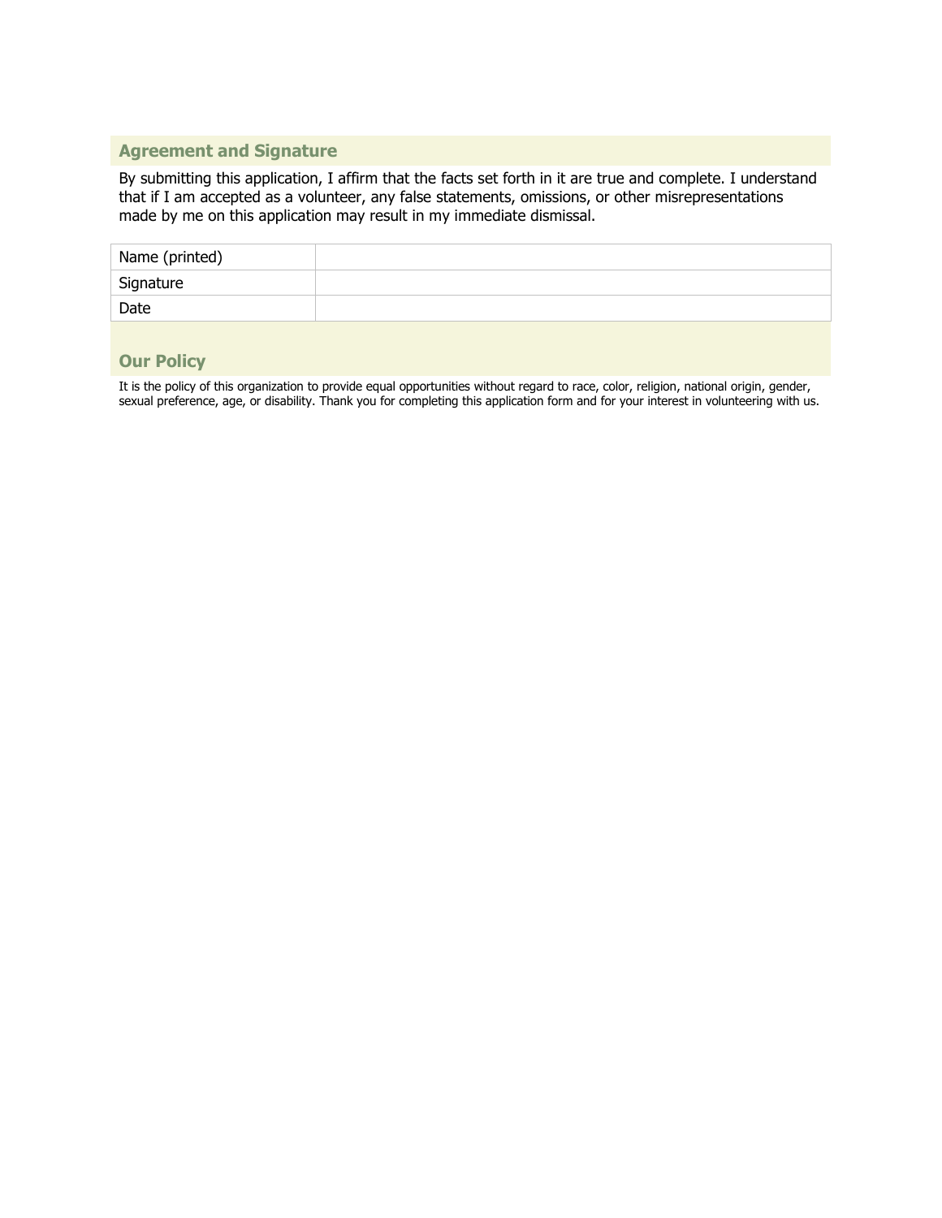## Agreement and Signature

By submitting this application, I affirm that the facts set forth in it are true and complete. I understand that if I am accepted as a volunteer, any false statements, omissions, or other misrepresentations made by me on this application may result in my immediate dismissal.

| | |
|---|---|
| Name (printed) | |
| Signature | |
| Date | |

## Our Policy

It is the policy of this organization to provide equal opportunities without regard to race, color, religion, national origin, gender, sexual preference, age, or disability. Thank you for completing this application form and for your interest in volunteering with us.